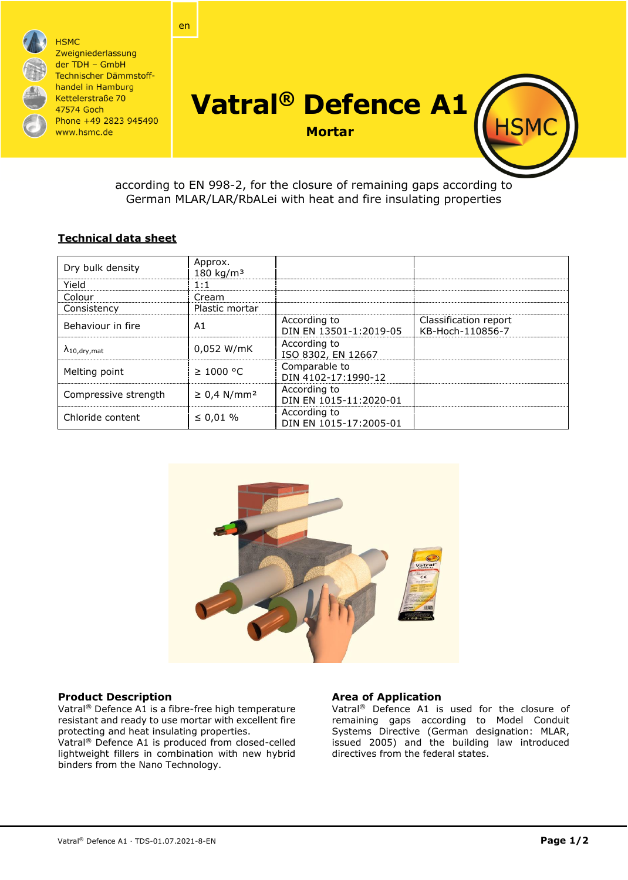HSMC
Zweigniederlassung
der TDH – GmbH
Technischer Dämmstoff-
handel in Hamburg
Kettelerstraße 70
47574 Goch
Phone +49 2823 945490
www.hsmc.de

en

# Vatral® Defence A1

**Mortar**

according to EN 998-2, for the closure of remaining gaps according to German MLAR/LAR/RbALei with heat and fire insulating properties

## Technical data sheet

| | | | |
|---|---|---|---|
| Dry bulk density | Approx. 180 kg/m³ | | |
| Yield | 1:1 | | |
| Colour | Cream | | |
| Consistency | Plastic mortar | | |
| Behaviour in fire | A1 | According to DIN EN 13501-1:2019-05 | Classification report KB-Hoch-110856-7 |
| $\lambda_{10,dry,mat}$ | 0,052 W/mK | According to ISO 8302, EN 12667 | |
| Melting point | ≥ 1000 °C | Comparable to DIN 4102-17:1990-12 | |
| Compressive strength | ≥ 0,4 N/mm² | According to DIN EN 1015-11:2020-01 | |
| Chloride content | ≤ 0,01 % | According to DIN EN 1015-17:2005-01 | |

### Product Description

Vatral® Defence A1 is a fibre-free high temperature resistant and ready to use mortar with excellent fire protecting and heat insulating properties.
Vatral® Defence A1 is produced from closed-celled lightweight fillers in combination with new hybrid binders from the Nano Technology.

### Area of Application

Vatral® Defence A1 is used for the closure of remaining gaps according to Model Conduit Systems Directive (German designation: MLAR, issued 2005) and the building law introduced directives from the federal states.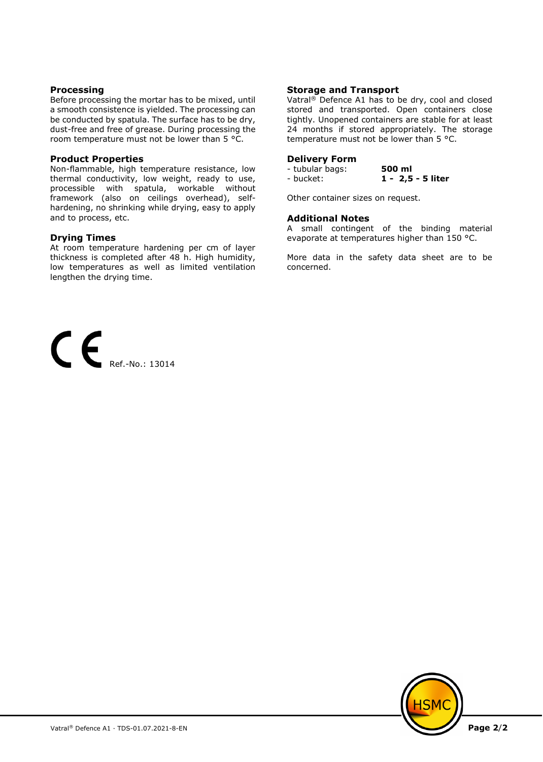## Processing

Before processing the mortar has to be mixed, until a smooth consistence is yielded. The processing can be conducted by spatula. The surface has to be dry, dust-free and free of grease. During processing the room temperature must not be lower than 5 °C.

## Product Properties

Non-flammable, high temperature resistance, low thermal conductivity, low weight, ready to use, processible with spatula, workable without framework (also on ceilings overhead), self-hardening, no shrinking while drying, easy to apply and to process, etc.

## Drying Times

At room temperature hardening per cm of layer thickness is completed after 48 h. High humidity, low temperatures as well as limited ventilation lengthen the drying time.

## Storage and Transport

Vatral® Defence A1 has to be dry, cool and closed stored and transported. Open containers close tightly. Unopened containers are stable for at least 24 months if stored appropriately. The storage temperature must not be lower than 5 °C.

## Delivery Form

| | |
|---|---|
| - tubular bags: | **500 ml** |
| - bucket: | **1 - 2,5 - 5 liter** |

Other container sizes on request.

## Additional Notes

A small contingent of the binding material evaporate at temperatures higher than 150 °C.

More data in the safety data sheet are to be concerned.

CE Ref.-No.: 13014